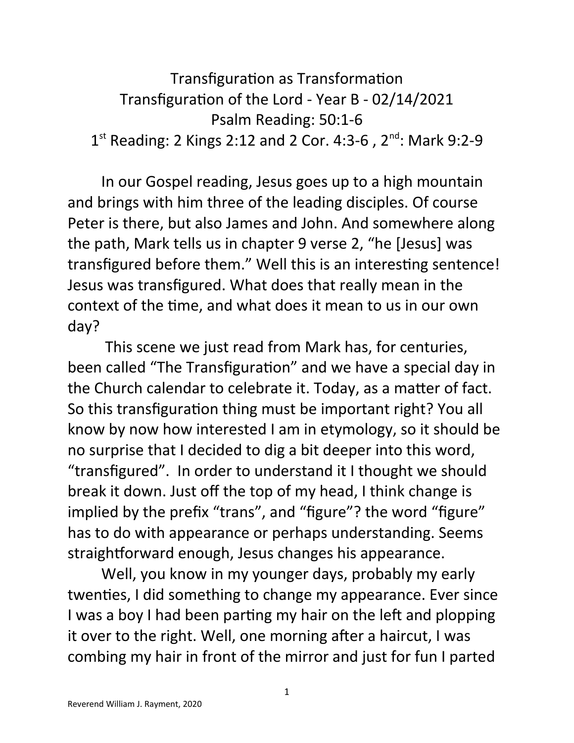# Transfiguration as Transformation

## Transfiguration of the Lord - Year B - 02/14/2021

### Psalm Reading: 50:1-6

### 1st Reading: 2 Kings 2:12 and 2 Cor. 4:3-6 , 2nd: Mark 9:2-9

In our Gospel reading, Jesus goes up to a high mountain and brings with him three of the leading disciples. Of course Peter is there, but also James and John. And somewhere along the path, Mark tells us in chapter 9 verse 2, "he [Jesus] was transfigured before them." Well this is an interesting sentence! Jesus was transfigured. What does that really mean in the context of the time, and what does it mean to us in our own day?

This scene we just read from Mark has, for centuries, been called "The Transfiguration" and we have a special day in the Church calendar to celebrate it. Today, as a matter of fact. So this transfiguration thing must be important right? You all know by now how interested I am in etymology, so it should be no surprise that I decided to dig a bit deeper into this word, "transfigured". In order to understand it I thought we should break it down. Just off the top of my head, I think change is implied by the prefix "trans", and "figure"? the word "figure" has to do with appearance or perhaps understanding. Seems straightforward enough, Jesus changes his appearance.

Well, you know in my younger days, probably my early twenties, I did something to change my appearance. Ever since I was a boy I had been parting my hair on the left and plopping it over to the right. Well, one morning after a haircut, I was combing my hair in front of the mirror and just for fun I parted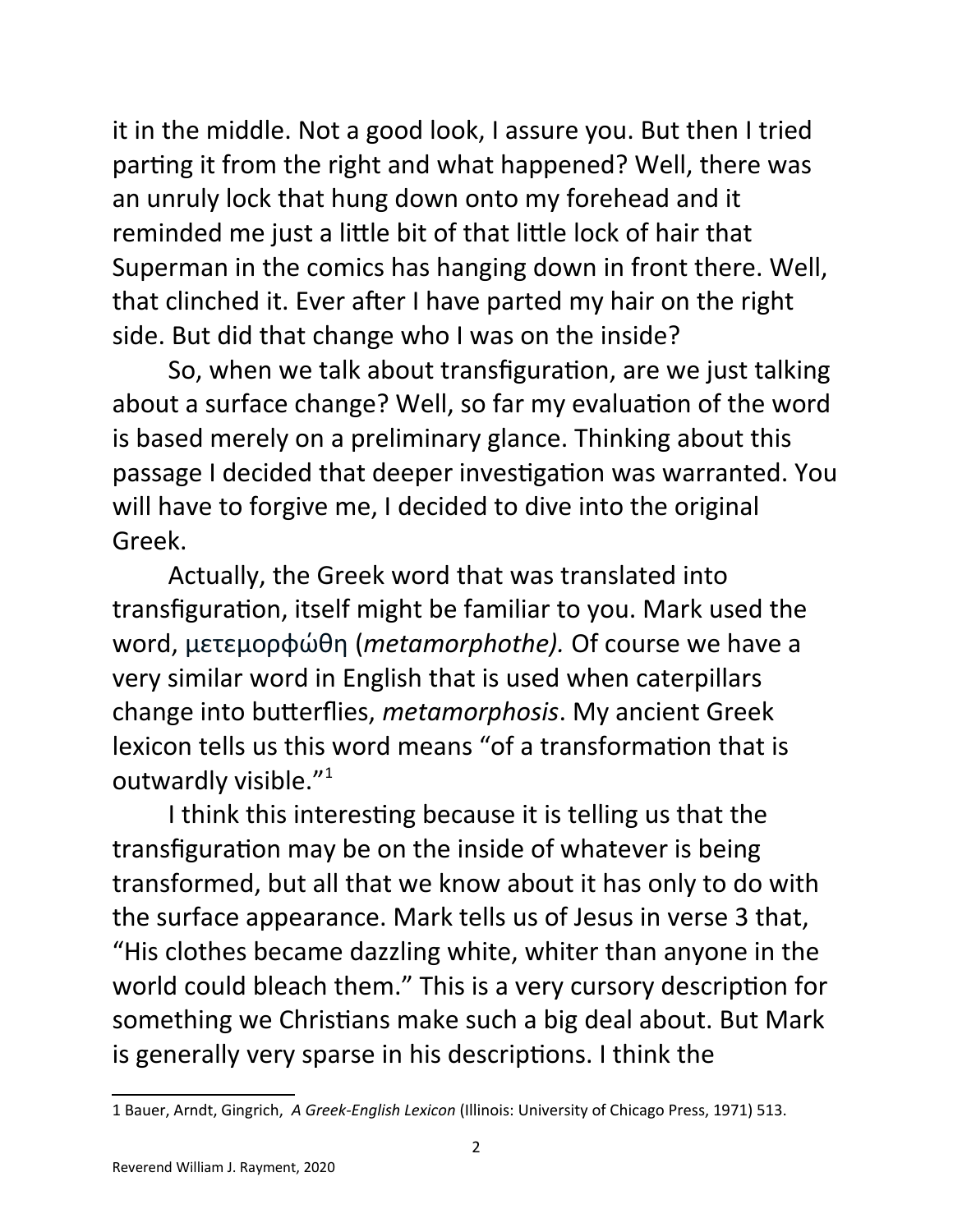it in the middle. Not a good look, I assure you. But then I tried parting it from the right and what happened? Well, there was an unruly lock that hung down onto my forehead and it reminded me just a little bit of that little lock of hair that Superman in the comics has hanging down in front there. Well, that clinched it. Ever after I have parted my hair on the right side. But did that change who I was on the inside?

So, when we talk about transfiguration, are we just talking about a surface change? Well, so far my evaluation of the word is based merely on a preliminary glance. Thinking about this passage I decided that deeper investigation was warranted. You will have to forgive me, I decided to dive into the original Greek.

Actually, the Greek word that was translated into transfiguration, itself might be familiar to you. Mark used the word, μετεμορφώθη (*metamorphothe).* Of course we have a very similar word in English that is used when caterpillars change into butterflies, *metamorphosis*. My ancient Greek lexicon tells us this word means "of a transformation that is outwardly visible."[1]

I think this interesting because it is telling us that the transfiguration may be on the inside of whatever is being transformed, but all that we know about it has only to do with the surface appearance. Mark tells us of Jesus in verse 3 that, "His clothes became dazzling white, whiter than anyone in the world could bleach them." This is a very cursory description for something we Christians make such a big deal about. But Mark is generally very sparse in his descriptions. I think the

---

1 Bauer, Arndt, Gingrich, *A Greek-English Lexicon* (Illinois: University of Chicago Press, 1971) 513.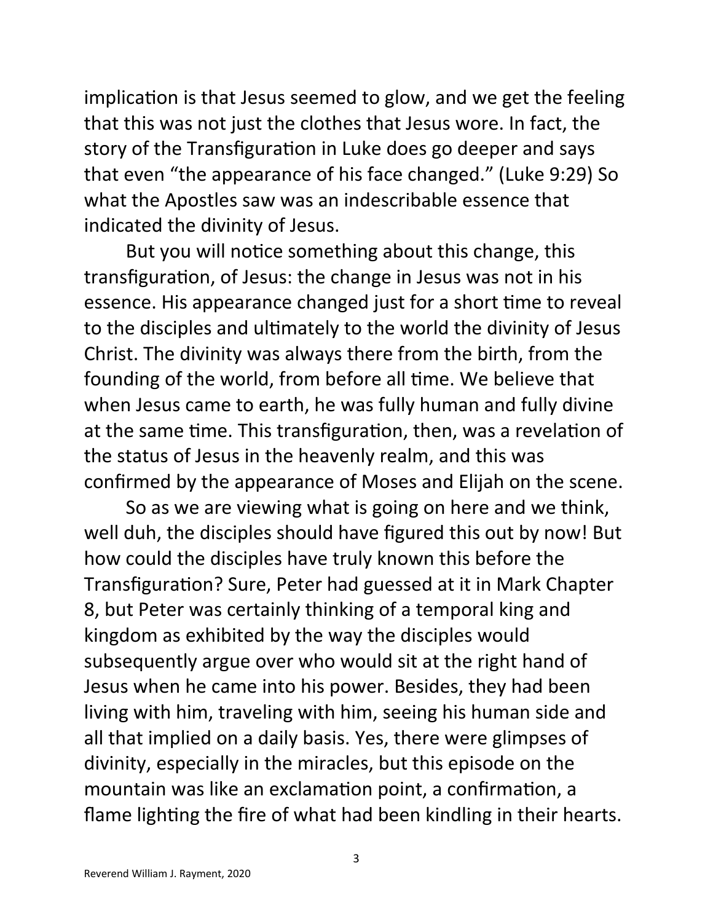implication is that Jesus seemed to glow, and we get the feeling that this was not just the clothes that Jesus wore. In fact, the story of the Transfiguration in Luke does go deeper and says that even "the appearance of his face changed." (Luke 9:29) So what the Apostles saw was an indescribable essence that indicated the divinity of Jesus.

But you will notice something about this change, this transfiguration, of Jesus: the change in Jesus was not in his essence. His appearance changed just for a short time to reveal to the disciples and ultimately to the world the divinity of Jesus Christ. The divinity was always there from the birth, from the founding of the world, from before all time. We believe that when Jesus came to earth, he was fully human and fully divine at the same time. This transfiguration, then, was a revelation of the status of Jesus in the heavenly realm, and this was confirmed by the appearance of Moses and Elijah on the scene.

So as we are viewing what is going on here and we think, well duh, the disciples should have figured this out by now! But how could the disciples have truly known this before the Transfiguration? Sure, Peter had guessed at it in Mark Chapter 8, but Peter was certainly thinking of a temporal king and kingdom as exhibited by the way the disciples would subsequently argue over who would sit at the right hand of Jesus when he came into his power. Besides, they had been living with him, traveling with him, seeing his human side and all that implied on a daily basis. Yes, there were glimpses of divinity, especially in the miracles, but this episode on the mountain was like an exclamation point, a confirmation, a flame lighting the fire of what had been kindling in their hearts.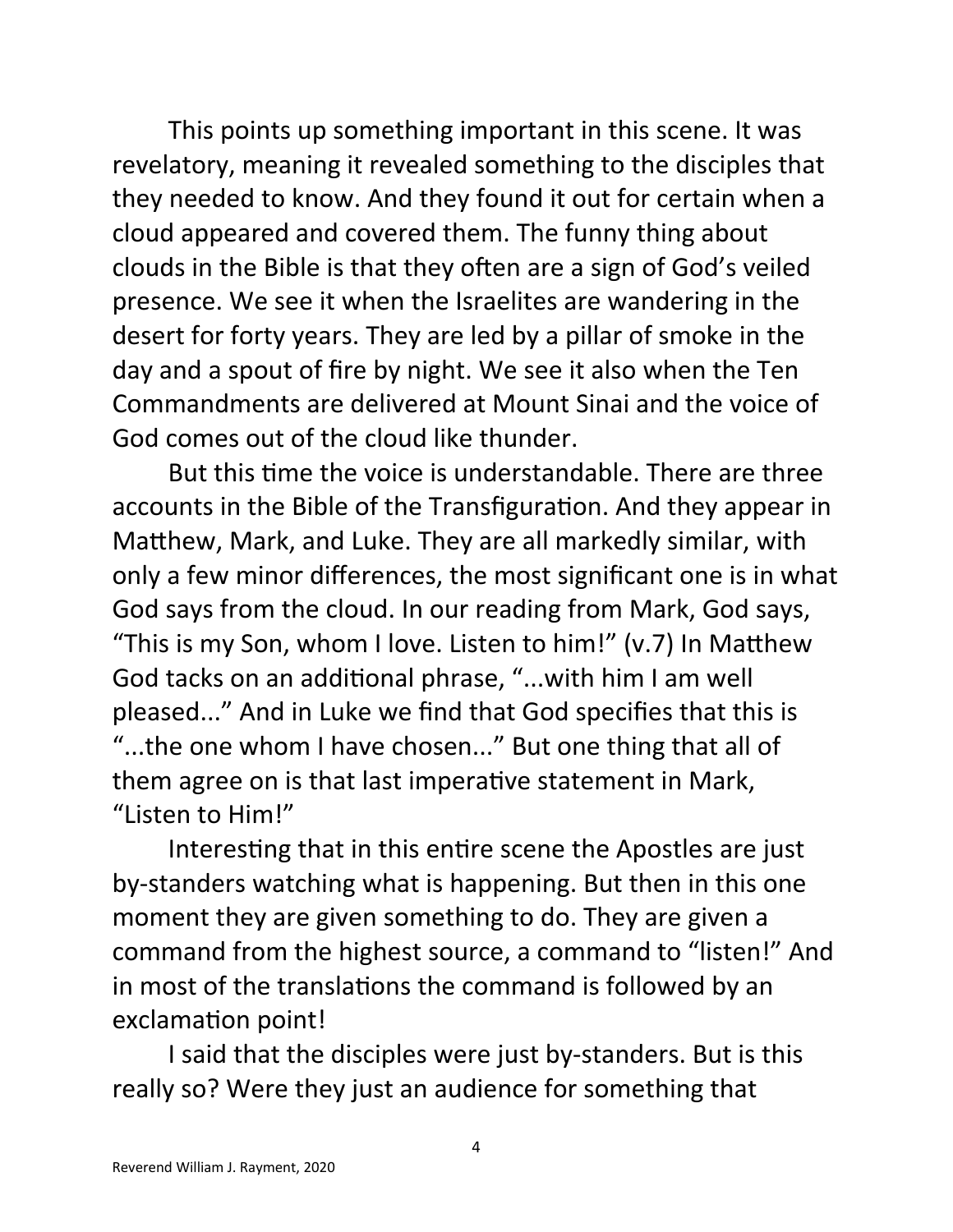This points up something important in this scene. It was revelatory, meaning it revealed something to the disciples that they needed to know. And they found it out for certain when a cloud appeared and covered them. The funny thing about clouds in the Bible is that they often are a sign of God's veiled presence. We see it when the Israelites are wandering in the desert for forty years. They are led by a pillar of smoke in the day and a spout of fire by night. We see it also when the Ten Commandments are delivered at Mount Sinai and the voice of God comes out of the cloud like thunder.

But this time the voice is understandable. There are three accounts in the Bible of the Transfiguration. And they appear in Matthew, Mark, and Luke. They are all markedly similar, with only a few minor differences, the most significant one is in what God says from the cloud. In our reading from Mark, God says, "This is my Son, whom I love. Listen to him!" (v.7) In Matthew God tacks on an additional phrase, "...with him I am well pleased..." And in Luke we find that God specifies that this is "...the one whom I have chosen..." But one thing that all of them agree on is that last imperative statement in Mark, "Listen to Him!"

Interesting that in this entire scene the Apostles are just by-standers watching what is happening. But then in this one moment they are given something to do. They are given a command from the highest source, a command to "listen!" And in most of the translations the command is followed by an exclamation point!

I said that the disciples were just by-standers. But is this really so? Were they just an audience for something that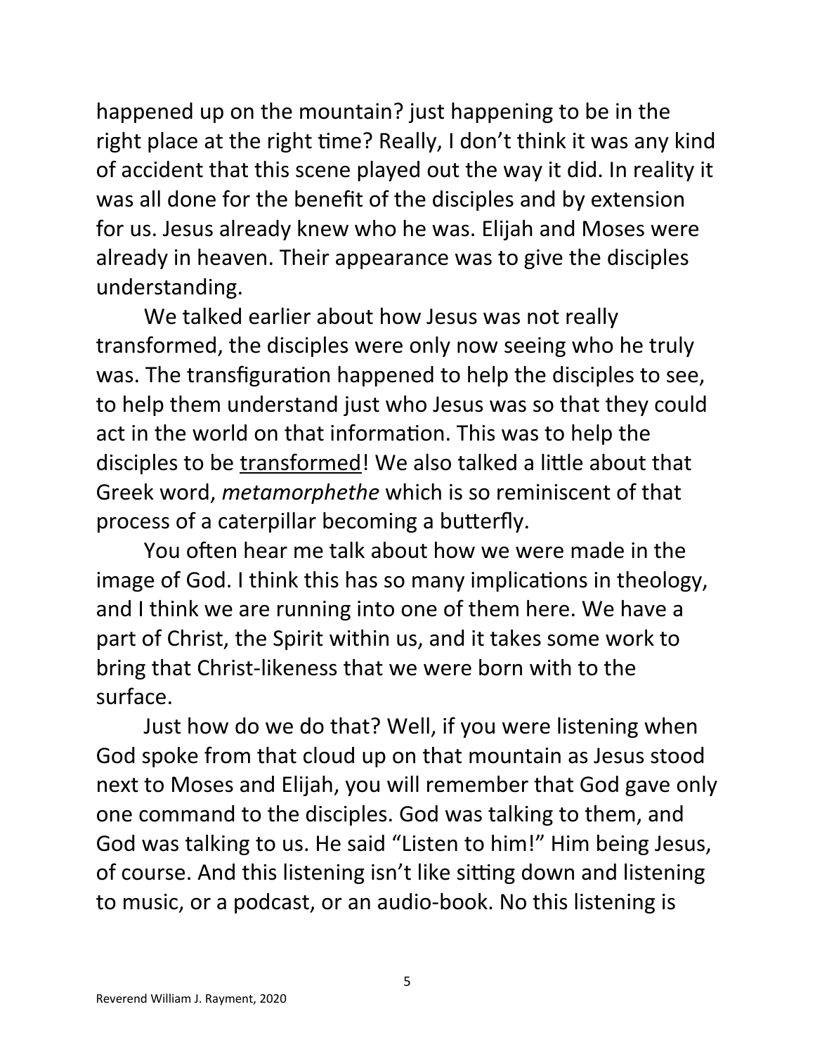happened up on the mountain? just happening to be in the right place at the right time? Really, I don't think it was any kind of accident that this scene played out the way it did. In reality it was all done for the benefit of the disciples and by extension for us. Jesus already knew who he was. Elijah and Moses were already in heaven. Their appearance was to give the disciples understanding.

We talked earlier about how Jesus was not really transformed, the disciples were only now seeing who he truly was. The transfiguration happened to help the disciples to see, to help them understand just who Jesus was so that they could act in the world on that information. This was to help the disciples to be <u>transformed</u>! We also talked a little about that Greek word, *metamorphethe* which is so reminiscent of that process of a caterpillar becoming a butterfly.

You often hear me talk about how we were made in the image of God. I think this has so many implications in theology, and I think we are running into one of them here. We have a part of Christ, the Spirit within us, and it takes some work to bring that Christ-likeness that we were born with to the surface.

Just how do we do that? Well, if you were listening when God spoke from that cloud up on that mountain as Jesus stood next to Moses and Elijah, you will remember that God gave only one command to the disciples. God was talking to them, and God was talking to us. He said "Listen to him!" Him being Jesus, of course. And this listening isn't like sitting down and listening to music, or a podcast, or an audio-book. No this listening is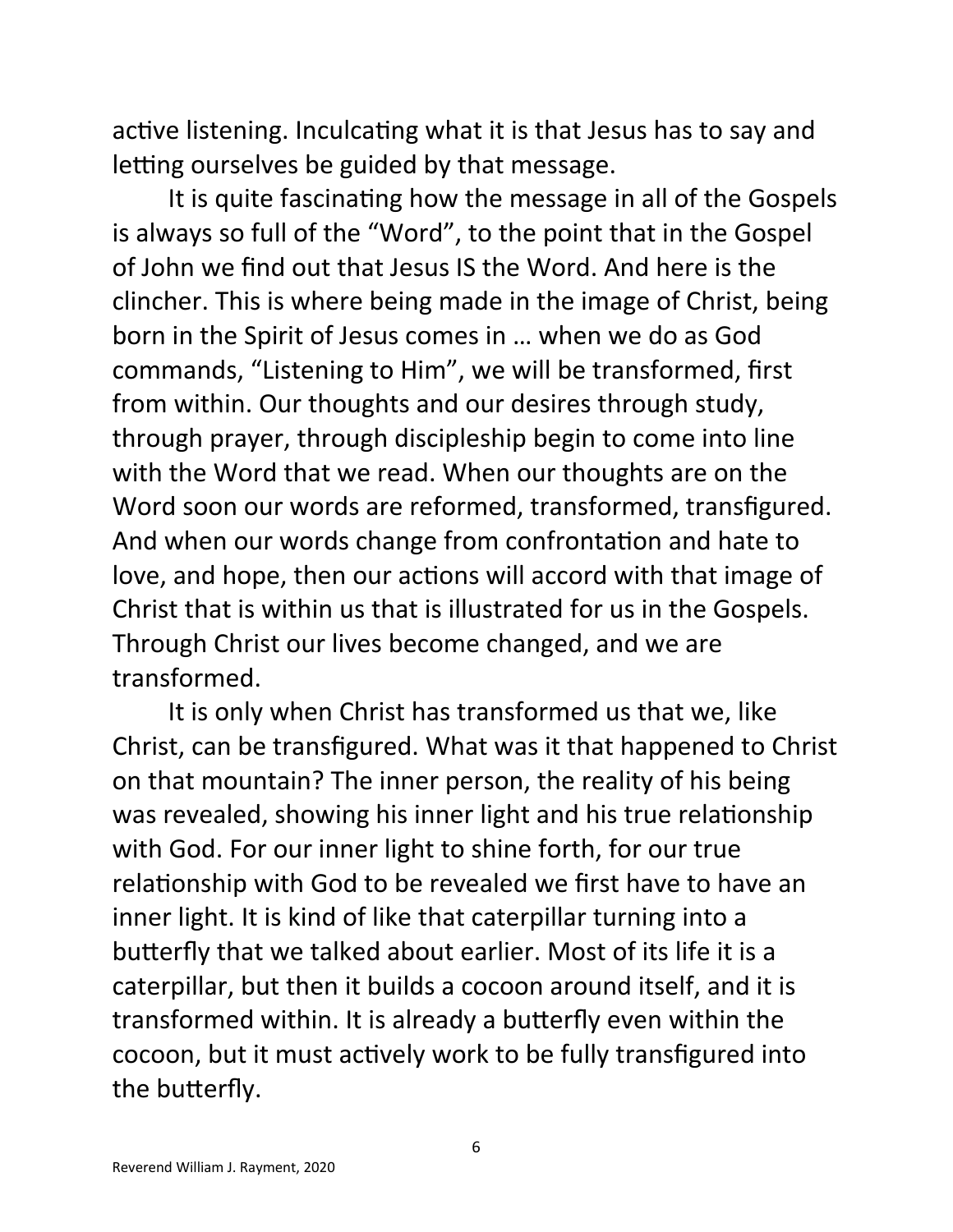active listening. Inculcating what it is that Jesus has to say and letting ourselves be guided by that message.

It is quite fascinating how the message in all of the Gospels is always so full of the "Word", to the point that in the Gospel of John we find out that Jesus IS the Word. And here is the clincher. This is where being made in the image of Christ, being born in the Spirit of Jesus comes in … when we do as God commands, "Listening to Him", we will be transformed, first from within. Our thoughts and our desires through study, through prayer, through discipleship begin to come into line with the Word that we read. When our thoughts are on the Word soon our words are reformed, transformed, transfigured. And when our words change from confrontation and hate to love, and hope, then our actions will accord with that image of Christ that is within us that is illustrated for us in the Gospels. Through Christ our lives become changed, and we are transformed.

It is only when Christ has transformed us that we, like Christ, can be transfigured. What was it that happened to Christ on that mountain? The inner person, the reality of his being was revealed, showing his inner light and his true relationship with God. For our inner light to shine forth, for our true relationship with God to be revealed we first have to have an inner light. It is kind of like that caterpillar turning into a butterfly that we talked about earlier. Most of its life it is a caterpillar, but then it builds a cocoon around itself, and it is transformed within. It is already a butterfly even within the cocoon, but it must actively work to be fully transfigured into the butterfly.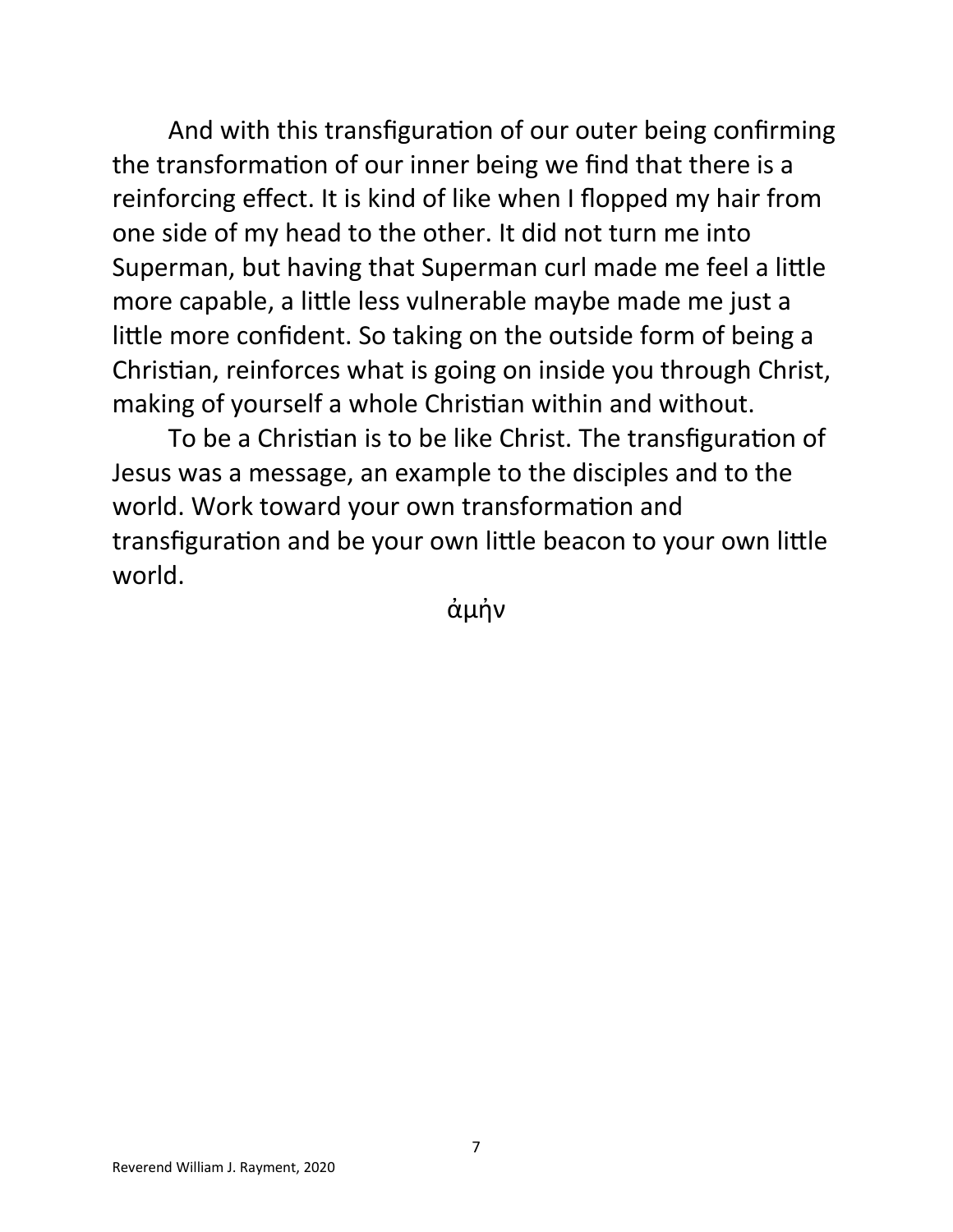And with this transfiguration of our outer being confirming the transformation of our inner being we find that there is a reinforcing effect. It is kind of like when I flopped my hair from one side of my head to the other. It did not turn me into Superman, but having that Superman curl made me feel a little more capable, a little less vulnerable maybe made me just a little more confident. So taking on the outside form of being a Christian, reinforces what is going on inside you through Christ, making of yourself a whole Christian within and without.

To be a Christian is to be like Christ. The transfiguration of Jesus was a message, an example to the disciples and to the world. Work toward your own transformation and transfiguration and be your own little beacon to your own little world.

ἀμήν